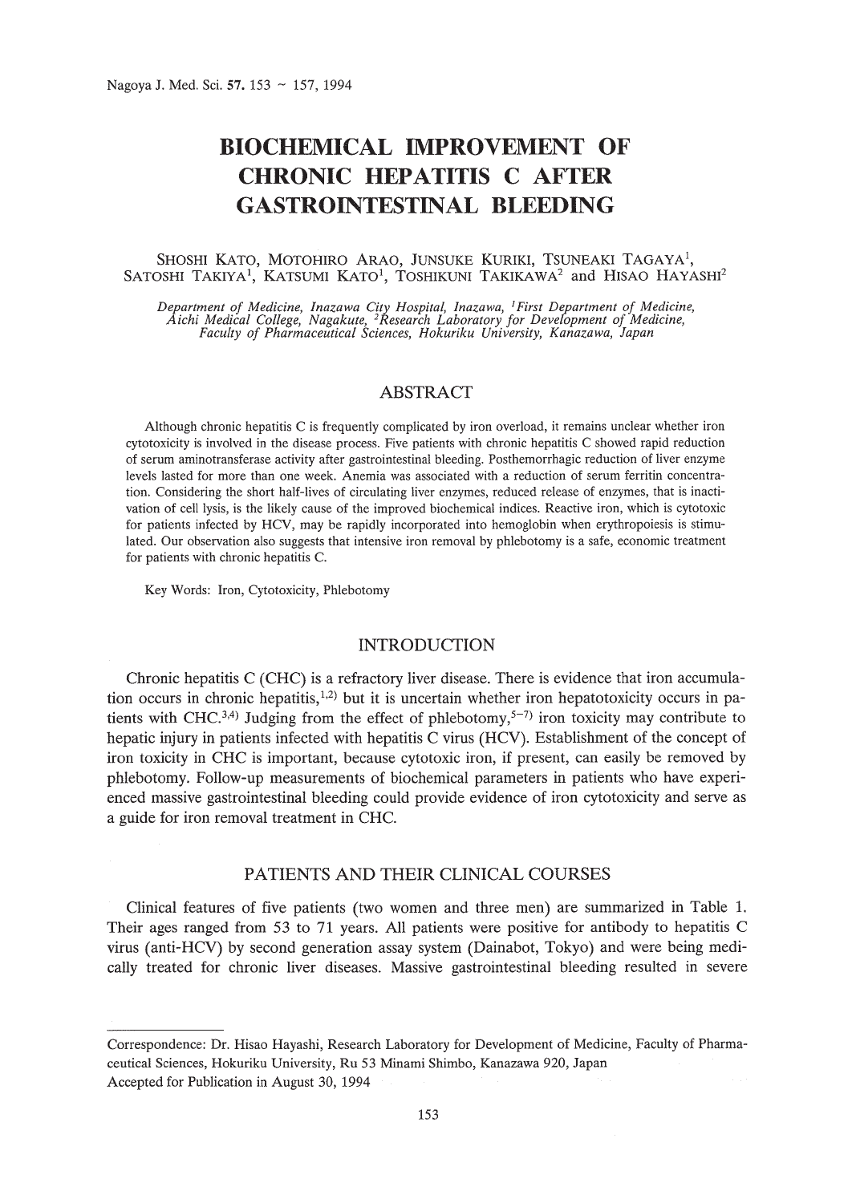# BIOCHEMICAL IMPROVEMENT OF CHRONIC HEPATITIS C AFTER GASTROINTESTINAL BLEEDING

SHOSHI KATO, MOTOHIRO ARAO, JUNSUKE KURIKI, TSUNEAKI TAGAYA[1], SATOSHI TAKIYA[1], KATSUMI KATO[1], TOSHIKUNI TAKIKAWA[2] and HISAO HAYASHI[2]

*Department of Medicine, Inazawa City Hospital, Inazawa, [1]First Department of Medicine, Aichi Medical College, Nagakute, [2]Research Laboratory for Development of Medicine, Faculty of Pharmaceutical Sciences, Hokuriku University, Kanazawa, Japan*

## ABSTRACT

Although chronic hepatitis C is frequently complicated by iron overload, it remains unclear whether iron cytotoxicity is involved in the disease process. Five patients with chronic hepatitis C showed rapid reduction of serum aminotransferase activity after gastrointestinal bleeding. Posthemorrhagic reduction of liver enzyme levels lasted for more than one week. Anemia was associated with a reduction of serum ferritin concentration. Considering the short half-lives of circulating liver enzymes, reduced release of enzymes, that is inactivation of cell lysis, is the likely cause of the improved biochemical indices. Reactive iron, which is cytotoxic for patients infected by HCV, may be rapidly incorporated into hemoglobin when erythropoiesis is stimulated. Our observation also suggests that intensive iron removal by phlebotomy is a safe, economic treatment for patients with chronic hepatitis C.

Key Words: Iron, Cytotoxicity, Phlebotomy

## INTRODUCTION

Chronic hepatitis C (CHC) is a refractory liver disease. There is evidence that iron accumulation occurs in chronic hepatitis,[1,2] but it is uncertain whether iron hepatotoxicity occurs in patients with CHC.[3,4] Judging from the effect of phlebotomy,[5–7] iron toxicity may contribute to hepatic injury in patients infected with hepatitis C virus (HCV). Establishment of the concept of iron toxicity in CHC is important, because cytotoxic iron, if present, can easily be removed by phlebotomy. Follow-up measurements of biochemical parameters in patients who have experienced massive gastrointestinal bleeding could provide evidence of iron cytotoxicity and serve as a guide for iron removal treatment in CHC.

## PATIENTS AND THEIR CLINICAL COURSES

Clinical features of five patients (two women and three men) are summarized in Table 1. Their ages ranged from 53 to 71 years. All patients were positive for antibody to hepatitis C virus (anti-HCV) by second generation assay system (Dainabot, Tokyo) and were being medically treated for chronic liver diseases. Massive gastrointestinal bleeding resulted in severe

---

Correspondence: Dr. Hisao Hayashi, Research Laboratory for Development of Medicine, Faculty of Pharmaceutical Sciences, Hokuriku University, Ru 53 Minami Shimbo, Kanazawa 920, Japan
Accepted for Publication in August 30, 1994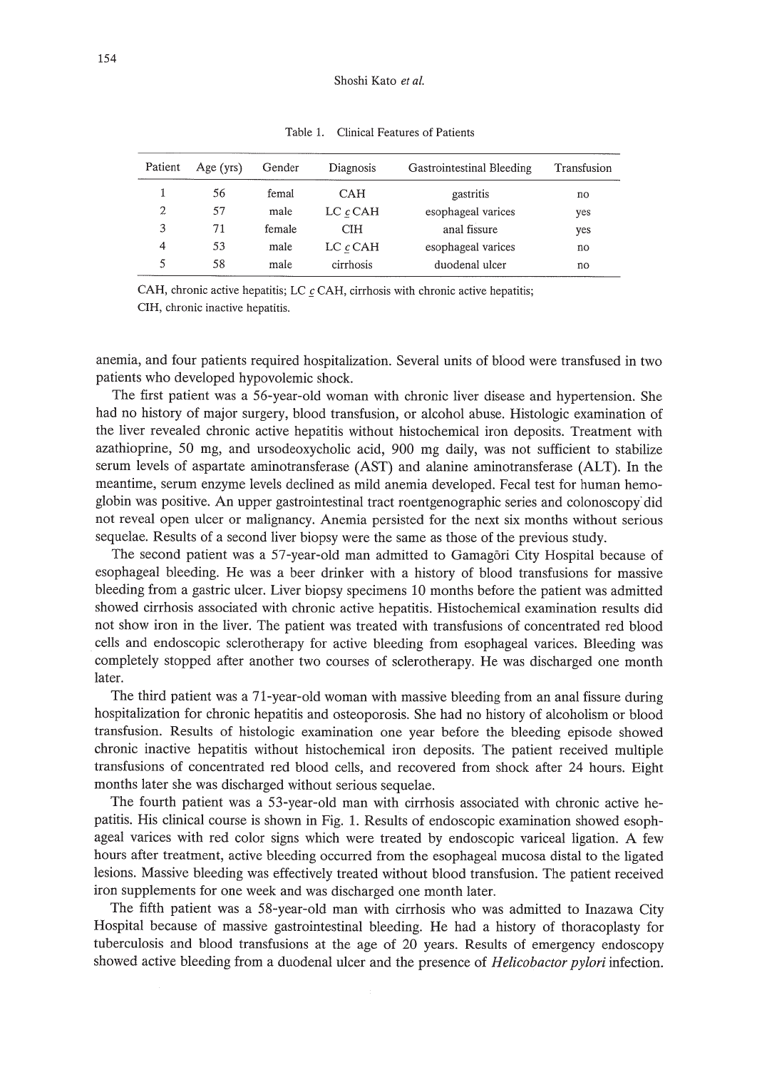Table 1. Clinical Features of Patients

| Patient | Age (yrs) | Gender | Diagnosis | Gastrointestinal Bleeding | Transfusion |
|---|---|---|---|---|---|
| 1 | 56 | femal | CAH | gastritis | no |
| 2 | 57 | male | LC c̲ CAH | esophageal varices | yes |
| 3 | 71 | female | CIH | anal fissure | yes |
| 4 | 53 | male | LC c̲ CAH | esophageal varices | no |
| 5 | 58 | male | cirrhosis | duodenal ulcer | no |

CAH, chronic active hepatitis; LC c̲ CAH, cirrhosis with chronic active hepatitis; CIH, chronic inactive hepatitis.

anemia, and four patients required hospitalization. Several units of blood were transfused in two patients who developed hypovolemic shock.

The first patient was a 56-year-old woman with chronic liver disease and hypertension. She had no history of major surgery, blood transfusion, or alcohol abuse. Histologic examination of the liver revealed chronic active hepatitis without histochemical iron deposits. Treatment with azathioprine, 50 mg, and ursodeoxycholic acid, 900 mg daily, was not sufficient to stabilize serum levels of aspartate aminotransferase (AST) and alanine aminotransferase (ALT). In the meantime, serum enzyme levels declined as mild anemia developed. Fecal test for human hemoglobin was positive. An upper gastrointestinal tract roentgenographic series and colonoscopy did not reveal open ulcer or malignancy. Anemia persisted for the next six months without serious sequelae. Results of a second liver biopsy were the same as those of the previous study.

The second patient was a 57-year-old man admitted to Gamagōri City Hospital because of esophageal bleeding. He was a beer drinker with a history of blood transfusions for massive bleeding from a gastric ulcer. Liver biopsy specimens 10 months before the patient was admitted showed cirrhosis associated with chronic active hepatitis. Histochemical examination results did not show iron in the liver. The patient was treated with transfusions of concentrated red blood cells and endoscopic sclerotherapy for active bleeding from esophageal varices. Bleeding was completely stopped after another two courses of sclerotherapy. He was discharged one month later.

The third patient was a 71-year-old woman with massive bleeding from an anal fissure during hospitalization for chronic hepatitis and osteoporosis. She had no history of alcoholism or blood transfusion. Results of histologic examination one year before the bleeding episode showed chronic inactive hepatitis without histochemical iron deposits. The patient received multiple transfusions of concentrated red blood cells, and recovered from shock after 24 hours. Eight months later she was discharged without serious sequelae.

The fourth patient was a 53-year-old man with cirrhosis associated with chronic active hepatitis. His clinical course is shown in Fig. 1. Results of endoscopic examination showed esophageal varices with red color signs which were treated by endoscopic variceal ligation. A few hours after treatment, active bleeding occurred from the esophageal mucosa distal to the ligated lesions. Massive bleeding was effectively treated without blood transfusion. The patient received iron supplements for one week and was discharged one month later.

The fifth patient was a 58-year-old man with cirrhosis who was admitted to Inazawa City Hospital because of massive gastrointestinal bleeding. He had a history of thoracoplasty for tuberculosis and blood transfusions at the age of 20 years. Results of emergency endoscopy showed active bleeding from a duodenal ulcer and the presence of *Helicobactor pylori* infection.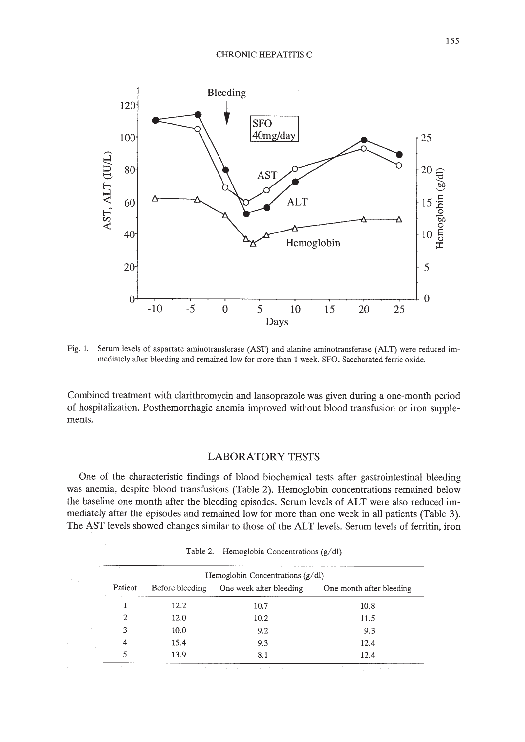Fig. 1. Serum levels of aspartate aminotransferase (AST) and alanine aminotransferase (ALT) were reduced immediately after bleeding and remained low for more than 1 week. SFO, Saccharated ferric oxide.

Combined treatment with clarithromycin and lansoprazole was given during a one-month period of hospitalization. Posthemorrhagic anemia improved without blood transfusion or iron supplements.

## LABORATORY TESTS

One of the characteristic findings of blood biochemical tests after gastrointestinal bleeding was anemia, despite blood transfusions (Table 2). Hemoglobin concentrations remained below the baseline one month after the bleeding episodes. Serum levels of ALT were also reduced immediately after the episodes and remained low for more than one week in all patients (Table 3). The AST levels showed changes similar to those of the ALT levels. Serum levels of ferritin, iron

Table 2. Hemoglobin Concentrations (g/dl)

| Patient | Hemoglobin Concentrations (g/dl) | | |
|---|---|---|---|
| | Before bleeding | One week after bleeding | One month after bleeding |
| 1 | 12.2 | 10.7 | 10.8 |
| 2 | 12.0 | 10.2 | 11.5 |
| 3 | 10.0 | 9.2 | 9.3 |
| 4 | 15.4 | 9.3 | 12.4 |
| 5 | 13.9 | 8.1 | 12.4 |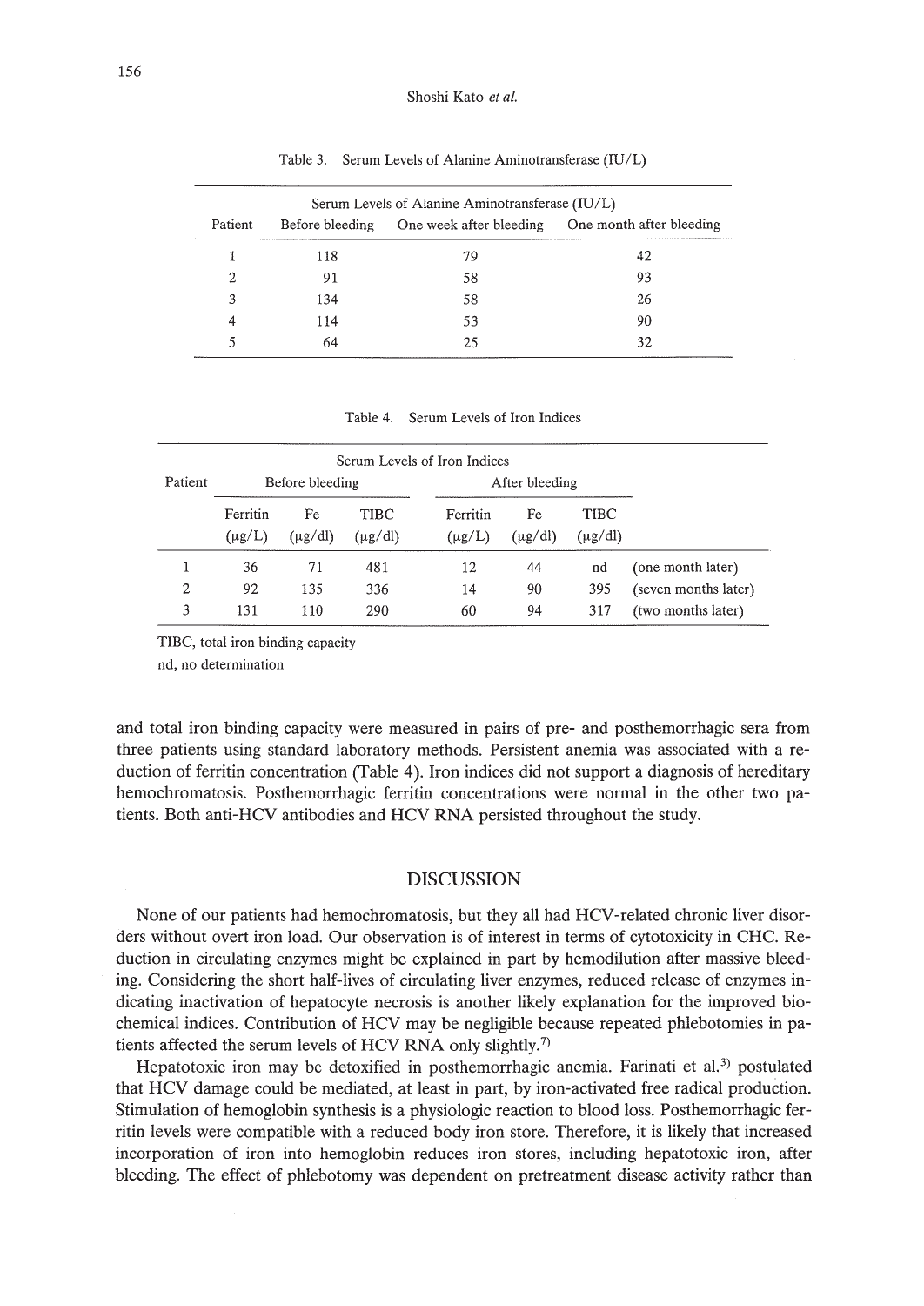Table 3. Serum Levels of Alanine Aminotransferase (IU/L)

| Patient | Before bleeding | One week after bleeding | One month after bleeding |
|---|---|---|---|
| 1 | 118 | 79 | 42 |
| 2 | 91 | 58 | 93 |
| 3 | 134 | 58 | 26 |
| 4 | 114 | 53 | 90 |
| 5 | 64 | 25 | 32 |

Table 4. Serum Levels of Iron Indices

| Patient | Before bleeding | | | After bleeding | | | |
|---|---|---|---|---|---|---|---|
| | Ferritin (μg/L) | Fe (μg/dl) | TIBC (μg/dl) | Ferritin (μg/L) | Fe (μg/dl) | TIBC (μg/dl) | |
| 1 | 36 | 71 | 481 | 12 | 44 | nd | (one month later) |
| 2 | 92 | 135 | 336 | 14 | 90 | 395 | (seven months later) |
| 3 | 131 | 110 | 290 | 60 | 94 | 317 | (two months later) |

TIBC, total iron binding capacity
nd, no determination

and total iron binding capacity were measured in pairs of pre- and posthemorrhagic sera from three patients using standard laboratory methods. Persistent anemia was associated with a reduction of ferritin concentration (Table 4). Iron indices did not support a diagnosis of hereditary hemochromatosis. Posthemorrhagic ferritin concentrations were normal in the other two patients. Both anti-HCV antibodies and HCV RNA persisted throughout the study.

## DISCUSSION

None of our patients had hemochromatosis, but they all had HCV-related chronic liver disorders without overt iron load. Our observation is of interest in terms of cytotoxicity in CHC. Reduction in circulating enzymes might be explained in part by hemodilution after massive bleeding. Considering the short half-lives of circulating liver enzymes, reduced release of enzymes indicating inactivation of hepatocyte necrosis is another likely explanation for the improved biochemical indices. Contribution of HCV may be negligible because repeated phlebotomies in patients affected the serum levels of HCV RNA only slightly.[7]

Hepatotoxic iron may be detoxified in posthemorrhagic anemia. Farinati et al.[3] postulated that HCV damage could be mediated, at least in part, by iron-activated free radical production. Stimulation of hemoglobin synthesis is a physiologic reaction to blood loss. Posthemorrhagic ferritin levels were compatible with a reduced body iron store. Therefore, it is likely that increased incorporation of iron into hemoglobin reduces iron stores, including hepatotoxic iron, after bleeding. The effect of phlebotomy was dependent on pretreatment disease activity rather than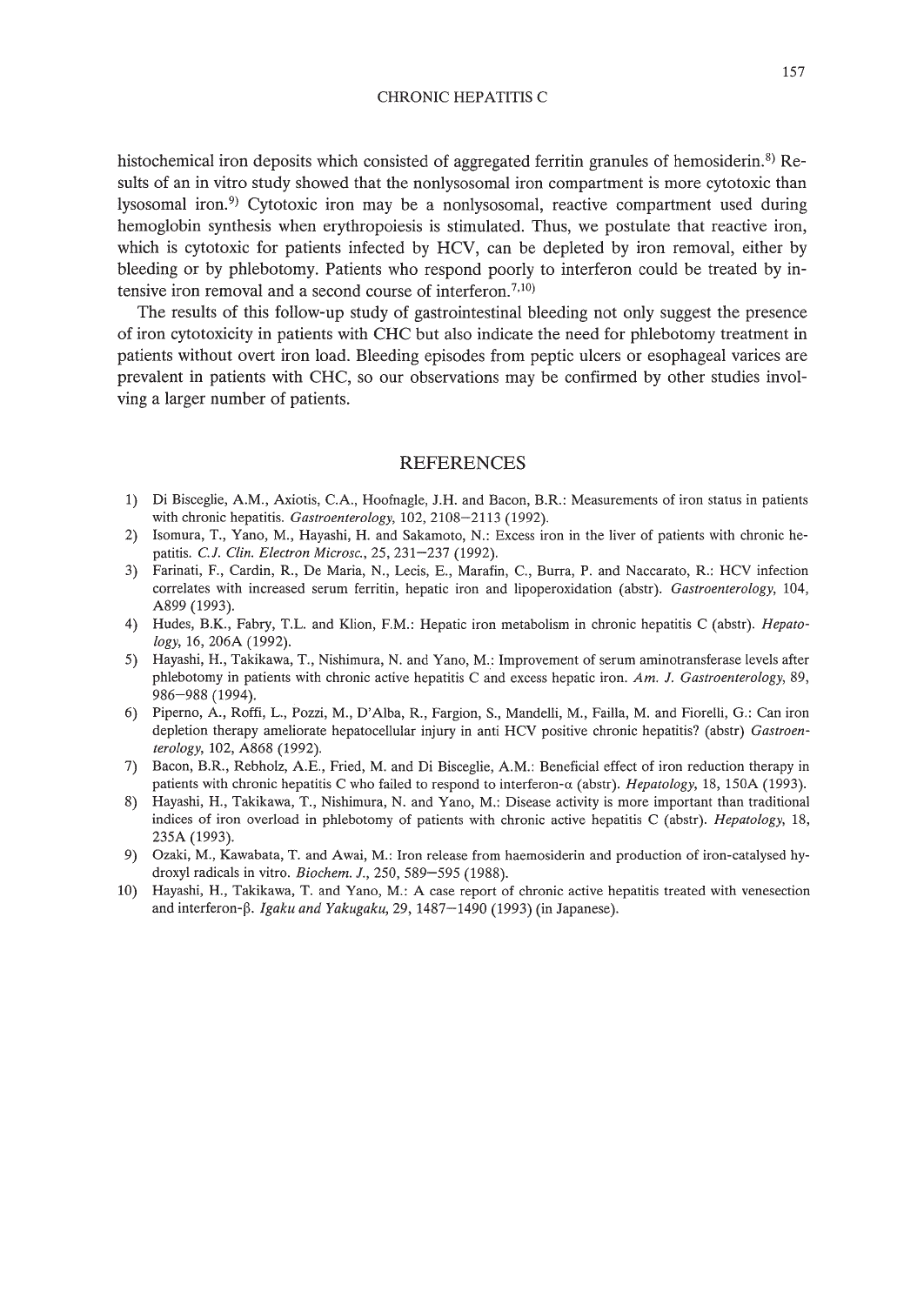histochemical iron deposits which consisted of aggregated ferritin granules of hemosiderin.[8] Results of an in vitro study showed that the nonlysosomal iron compartment is more cytotoxic than lysosomal iron.[9] Cytotoxic iron may be a nonlysosomal, reactive compartment used during hemoglobin synthesis when erythropoiesis is stimulated. Thus, we postulate that reactive iron, which is cytotoxic for patients infected by HCV, can be depleted by iron removal, either by bleeding or by phlebotomy. Patients who respond poorly to interferon could be treated by intensive iron removal and a second course of interferon.[7,10]

The results of this follow-up study of gastrointestinal bleeding not only suggest the presence of iron cytotoxicity in patients with CHC but also indicate the need for phlebotomy treatment in patients without overt iron load. Bleeding episodes from peptic ulcers or esophageal varices are prevalent in patients with CHC, so our observations may be confirmed by other studies involving a larger number of patients.

## REFERENCES

1) Di Bisceglie, A.M., Axiotis, C.A., Hoofnagle, J.H. and Bacon, B.R.: Measurements of iron status in patients with chronic hepatitis. *Gastroenterology*, 102, 2108–2113 (1992).
2) Isomura, T., Yano, M., Hayashi, H. and Sakamoto, N.: Excess iron in the liver of patients with chronic hepatitis. *C.J. Clin. Electron Microsc.*, 25, 231–237 (1992).
3) Farinati, F., Cardin, R., De Maria, N., Lecis, E., Marafin, C., Burra, P. and Naccarato, R.: HCV infection correlates with increased serum ferritin, hepatic iron and lipoperoxidation (abstr). *Gastroenterology*, 104, A899 (1993).
4) Hudes, B.K., Fabry, T.L. and Klion, F.M.: Hepatic iron metabolism in chronic hepatitis C (abstr). *Hepatology*, 16, 206A (1992).
5) Hayashi, H., Takikawa, T., Nishimura, N. and Yano, M.: Improvement of serum aminotransferase levels after phlebotomy in patients with chronic active hepatitis C and excess hepatic iron. *Am. J. Gastroenterology*, 89, 986–988 (1994).
6) Piperno, A., Roffi, L., Pozzi, M., D'Alba, R., Fargion, S., Mandelli, M., Failla, M. and Fiorelli, G.: Can iron depletion therapy ameliorate hepatocellular injury in anti HCV positive chronic hepatitis? (abstr) *Gastroenterology*, 102, A868 (1992).
7) Bacon, B.R., Rebholz, A.E., Fried, M. and Di Bisceglie, A.M.: Beneficial effect of iron reduction therapy in patients with chronic hepatitis C who failed to respond to interferon-$\alpha$ (abstr). *Hepatology*, 18, 150A (1993).
8) Hayashi, H., Takikawa, T., Nishimura, N. and Yano, M.: Disease activity is more important than traditional indices of iron overload in phlebotomy of patients with chronic active hepatitis C (abstr). *Hepatology*, 18, 235A (1993).
9) Ozaki, M., Kawabata, T. and Awai, M.: Iron release from haemosiderin and production of iron-catalysed hydroxyl radicals in vitro. *Biochem. J.*, 250, 589–595 (1988).
10) Hayashi, H., Takikawa, T. and Yano, M.: A case report of chronic active hepatitis treated with venesection and interferon-$\beta$. *Igaku and Yakugaku*, 29, 1487–1490 (1993) (in Japanese).